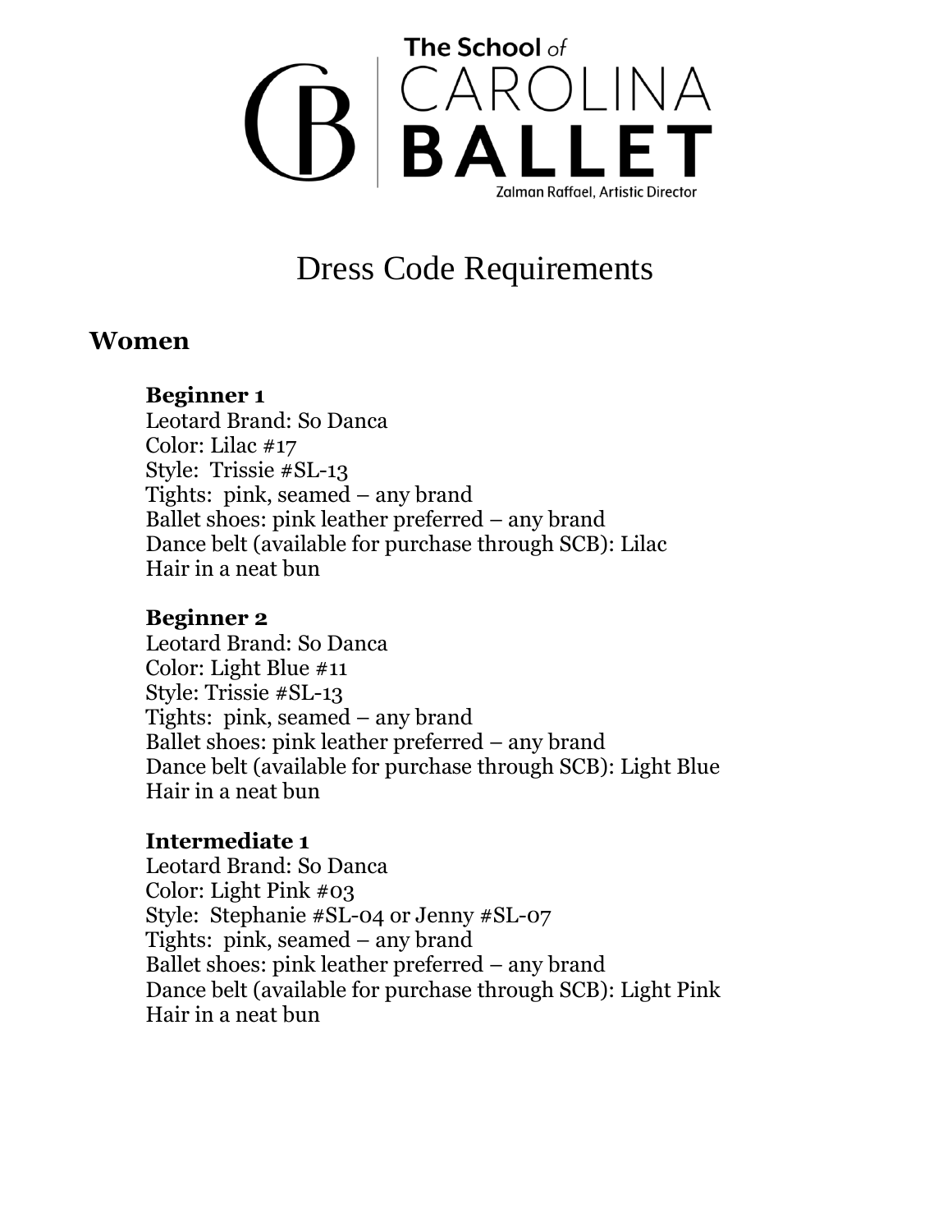The School of CAROLINA BALLET

Zalman Raffael, Artistic Director

# Dress Code Requirements

## Women

### Beginner 1

Leotard Brand: So Danca
Color: Lilac #17
Style: Trissie #SL-13
Tights: pink, seamed – any brand
Ballet shoes: pink leather preferred – any brand
Dance belt (available for purchase through SCB): Lilac
Hair in a neat bun

### Beginner 2

Leotard Brand: So Danca
Color: Light Blue #11
Style: Trissie #SL-13
Tights: pink, seamed – any brand
Ballet shoes: pink leather preferred – any brand
Dance belt (available for purchase through SCB): Light Blue
Hair in a neat bun

### Intermediate 1

Leotard Brand: So Danca
Color: Light Pink #03
Style: Stephanie #SL-04 or Jenny #SL-07
Tights: pink, seamed – any brand
Ballet shoes: pink leather preferred – any brand
Dance belt (available for purchase through SCB): Light Pink
Hair in a neat bun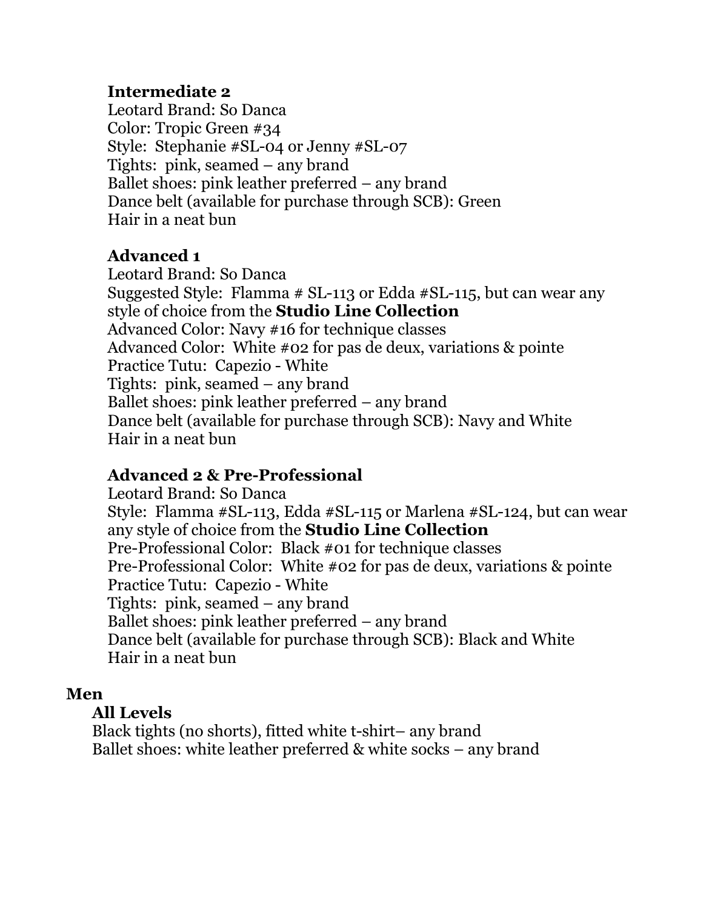**Intermediate 2**

Leotard Brand: So Danca
Color: Tropic Green #34
Style: Stephanie #SL-04 or Jenny #SL-07
Tights: pink, seamed – any brand
Ballet shoes: pink leather preferred – any brand
Dance belt (available for purchase through SCB): Green
Hair in a neat bun

**Advanced 1**

Leotard Brand: So Danca
Suggested Style: Flamma # SL-113 or Edda #SL-115, but can wear any style of choice from the **Studio Line Collection**
Advanced Color: Navy #16 for technique classes
Advanced Color: White #02 for pas de deux, variations & pointe
Practice Tutu: Capezio - White
Tights: pink, seamed – any brand
Ballet shoes: pink leather preferred – any brand
Dance belt (available for purchase through SCB): Navy and White
Hair in a neat bun

**Advanced 2 & Pre-Professional**

Leotard Brand: So Danca
Style: Flamma #SL-113, Edda #SL-115 or Marlena #SL-124, but can wear any style of choice from the **Studio Line Collection**
Pre-Professional Color: Black #01 for technique classes
Pre-Professional Color: White #02 for pas de deux, variations & pointe
Practice Tutu: Capezio - White
Tights: pink, seamed – any brand
Ballet shoes: pink leather preferred – any brand
Dance belt (available for purchase through SCB): Black and White
Hair in a neat bun

**Men**

**All Levels**

Black tights (no shorts), fitted white t-shirt– any brand
Ballet shoes: white leather preferred & white socks – any brand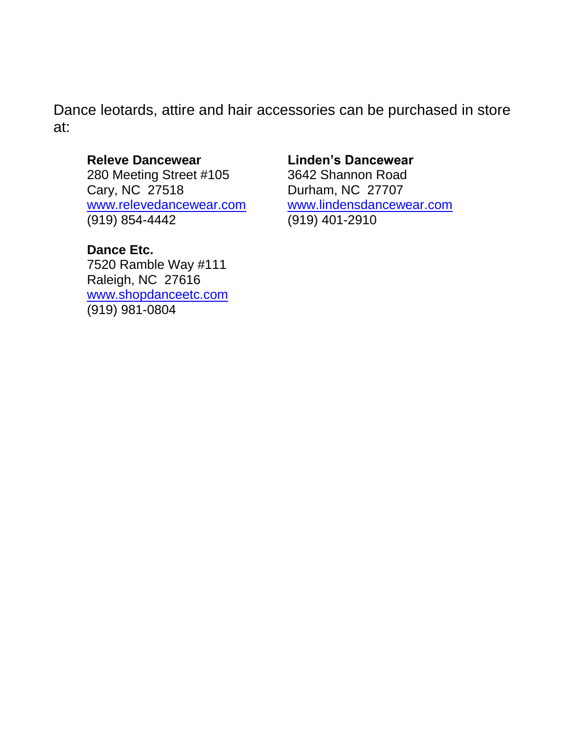Dance leotards, attire and hair accessories can be purchased in store at:

**Releve Dancewear**
280 Meeting Street #105
Cary, NC 27518
www.relevedancewear.com
(919) 854-4442

**Linden's Dancewear**
3642 Shannon Road
Durham, NC 27707
www.lindensdancewear.com
(919) 401-2910

**Dance Etc.**
7520 Ramble Way #111
Raleigh, NC 27616
www.shopdanceetc.com
(919) 981-0804